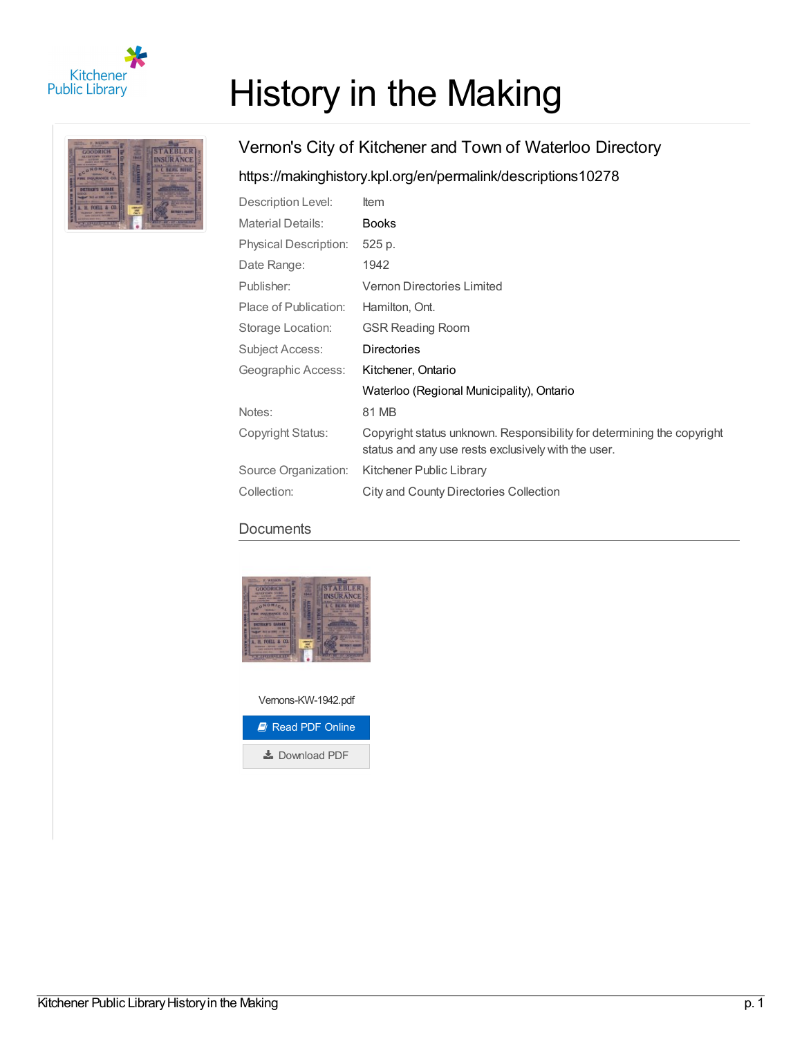# History in the Making

## Vernon's City of Kitchener and Town of Waterloo Directory

https://makinghistory.kpl.org/en/permalink/descriptions10278

| | |
|---|---|
| Description Level: | Item |
| Material Details: | Books |
| Physical Description: | 525 p. |
| Date Range: | 1942 |
| Publisher: | Vernon Directories Limited |
| Place of Publication: | Hamilton, Ont. |
| Storage Location: | GSR Reading Room |
| Subject Access: | Directories |
| Geographic Access: | Kitchener, Ontario |
| | Waterloo (Regional Municipality), Ontario |
| Notes: | 81 MB |
| Copyright Status: | Copyright status unknown. Responsibility for determining the copyright status and any use rests exclusively with the user. |
| Source Organization: | Kitchener Public Library |
| Collection: | City and County Directories Collection |

### Documents

Vernons-KW-1942.pdf

Read PDF Online

Download PDF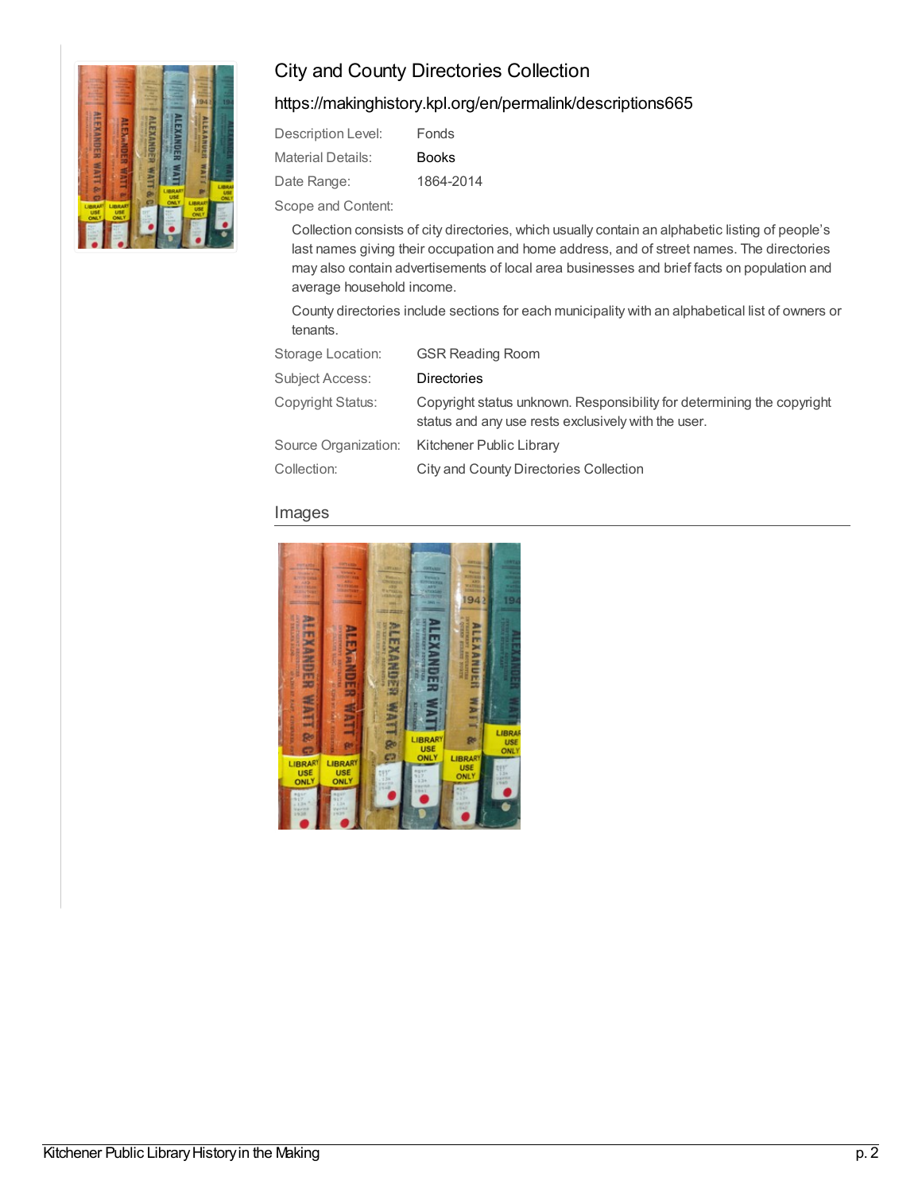# City and County Directories Collection

https://makinghistory.kpl.org/en/permalink/descriptions665

| | |
|---|---|
| Description Level: | Fonds |
| Material Details: | Books |
| Date Range: | 1864-2014 |

Scope and Content:

Collection consists of city directories, which usually contain an alphabetic listing of people's last names giving their occupation and home address, and of street names. The directories may also contain advertisements of local area businesses and brief facts on population and average household income.

County directories include sections for each municipality with an alphabetical list of owners or tenants.

| | |
|---|---|
| Storage Location: | GSR Reading Room |
| Subject Access: | Directories |
| Copyright Status: | Copyright status unknown. Responsibility for determining the copyright status and any use rests exclusively with the user. |
| Source Organization: | Kitchener Public Library |
| Collection: | City and County Directories Collection |

## Images